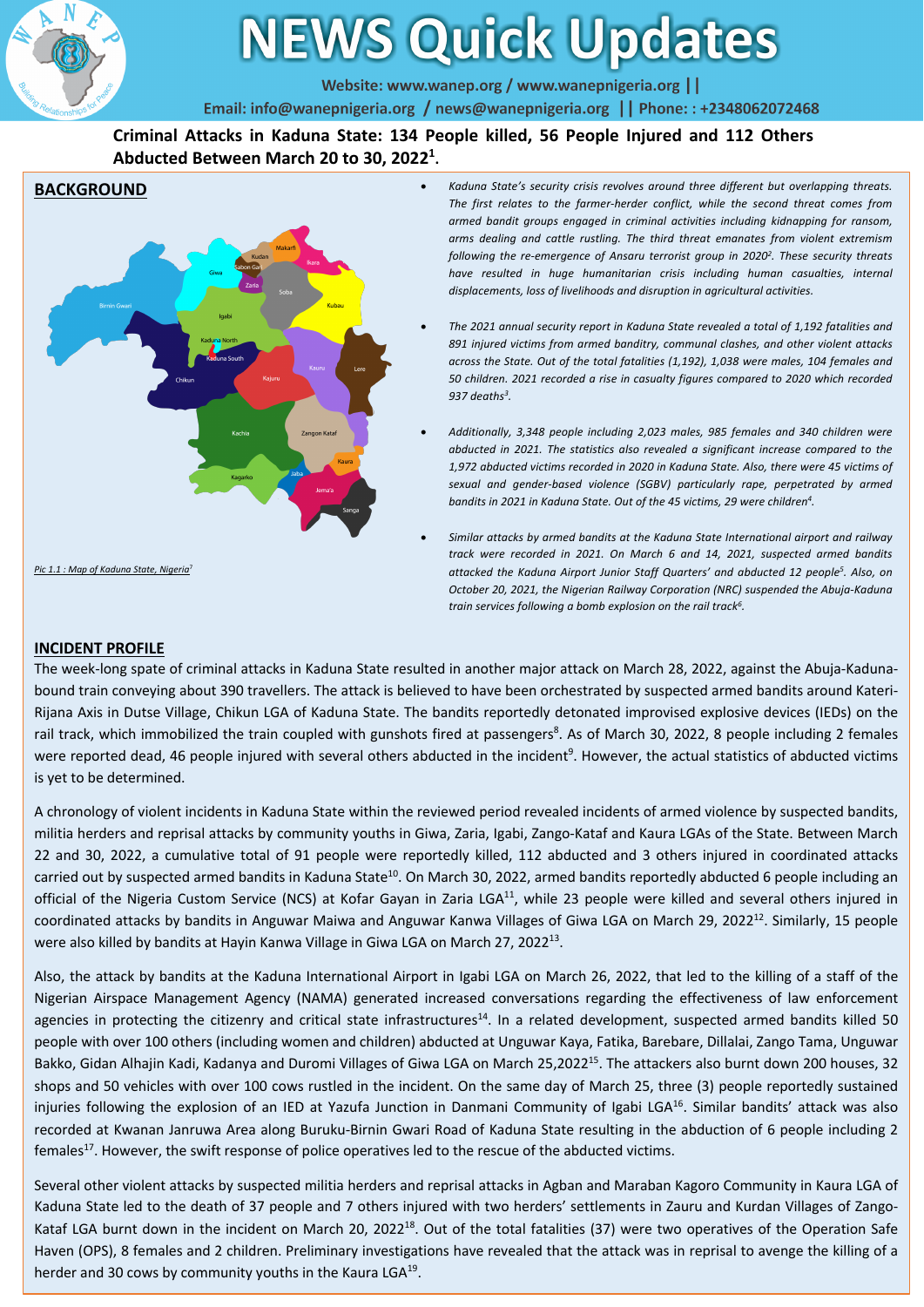# NEWS Quick Updates

Website: www.wanep.org / www.wanepnigeria.org || Email: info@wanepnigeria.org / news@wanepnigeria.org || Phone: : +2348062072468

## Criminal Attacks in Kaduna State: 134 People killed, 56 People Injured and 112 Others Abducted Between March 20 to 30, 2022[1].

## BACKGROUND

Pic 1.1 : Map of Kaduna State, Nigeria[7]

- *Kaduna State's security crisis revolves around three different but overlapping threats. The first relates to the farmer-herder conflict, while the second threat comes from armed bandit groups engaged in criminal activities including kidnapping for ransom, arms dealing and cattle rustling. The third threat emanates from violent extremism following the re-emergence of Ansaru terrorist group in 2020[2]. These security threats have resulted in huge humanitarian crisis including human casualties, internal displacements, loss of livelihoods and disruption in agricultural activities.*

- *The 2021 annual security report in Kaduna State revealed a total of 1,192 fatalities and 891 injured victims from armed banditry, communal clashes, and other violent attacks across the State. Out of the total fatalities (1,192), 1,038 were males, 104 females and 50 children. 2021 recorded a rise in casualty figures compared to 2020 which recorded 937 deaths[3].*

- *Additionally, 3,348 people including 2,023 males, 985 females and 340 children were abducted in 2021. The statistics also revealed a significant increase compared to the 1,972 abducted victims recorded in 2020 in Kaduna State. Also, there were 45 victims of sexual and gender-based violence (SGBV) particularly rape, perpetrated by armed bandits in 2021 in Kaduna State. Out of the 45 victims, 29 were children[4].*

- *Similar attacks by armed bandits at the Kaduna State International airport and railway track were recorded in 2021. On March 6 and 14, 2021, suspected armed bandits attacked the Kaduna Airport Junior Staff Quarters' and abducted 12 people[5]. Also, on October 20, 2021, the Nigerian Railway Corporation (NRC) suspended the Abuja-Kaduna train services following a bomb explosion on the rail track[6].*

## INCIDENT PROFILE

The week-long spate of criminal attacks in Kaduna State resulted in another major attack on March 28, 2022, against the Abuja-Kaduna-bound train conveying about 390 travellers. The attack is believed to have been orchestrated by suspected armed bandits around Kateri-Rijana Axis in Dutse Village, Chikun LGA of Kaduna State. The bandits reportedly detonated improvised explosive devices (IEDs) on the rail track, which immobilized the train coupled with gunshots fired at passengers[8]. As of March 30, 2022, 8 people including 2 females were reported dead, 46 people injured with several others abducted in the incident[9]. However, the actual statistics of abducted victims is yet to be determined.

A chronology of violent incidents in Kaduna State within the reviewed period revealed incidents of armed violence by suspected bandits, militia herders and reprisal attacks by community youths in Giwa, Zaria, Igabi, Zango-Kataf and Kaura LGAs of the State. Between March 22 and 30, 2022, a cumulative total of 91 people were reportedly killed, 112 abducted and 3 others injured in coordinated attacks carried out by suspected armed bandits in Kaduna State[10]. On March 30, 2022, armed bandits reportedly abducted 6 people including an official of the Nigeria Custom Service (NCS) at Kofar Gayan in Zaria LGA[11], while 23 people were killed and several others injured in coordinated attacks by bandits in Anguwar Maiwa and Anguwar Kanwa Villages of Giwa LGA on March 29, 2022[12]. Similarly, 15 people were also killed by bandits at Hayin Kanwa Village in Giwa LGA on March 27, 2022[13].

Also, the attack by bandits at the Kaduna International Airport in Igabi LGA on March 26, 2022, that led to the killing of a staff of the Nigerian Airspace Management Agency (NAMA) generated increased conversations regarding the effectiveness of law enforcement agencies in protecting the citizenry and critical state infrastructures[14]. In a related development, suspected armed bandits killed 50 people with over 100 others (including women and children) abducted at Unguwar Kaya, Fatika, Barebare, Dillalai, Zango Tama, Unguwar Bakko, Gidan Alhajin Kadi, Kadanya and Duromi Villages of Giwa LGA on March 25,2022[15]. The attackers also burnt down 200 houses, 32 shops and 50 vehicles with over 100 cows rustled in the incident. On the same day of March 25, three (3) people reportedly sustained injuries following the explosion of an IED at Yazufa Junction in Danmani Community of Igabi LGA[16]. Similar bandits' attack was also recorded at Kwanan Janruwa Area along Buruku-Birnin Gwari Road of Kaduna State resulting in the abduction of 6 people including 2 females[17]. However, the swift response of police operatives led to the rescue of the abducted victims.

Several other violent attacks by suspected militia herders and reprisal attacks in Agban and Maraban Kagoro Community in Kaura LGA of Kaduna State led to the death of 37 people and 7 others injured with two herders' settlements in Zauru and Kurdan Villages of Zango-Kataf LGA burnt down in the incident on March 20, 2022[18]. Out of the total fatalities (37) were two operatives of the Operation Safe Haven (OPS), 8 females and 2 children. Preliminary investigations have revealed that the attack was in reprisal to avenge the killing of a herder and 30 cows by community youths in the Kaura LGA[19].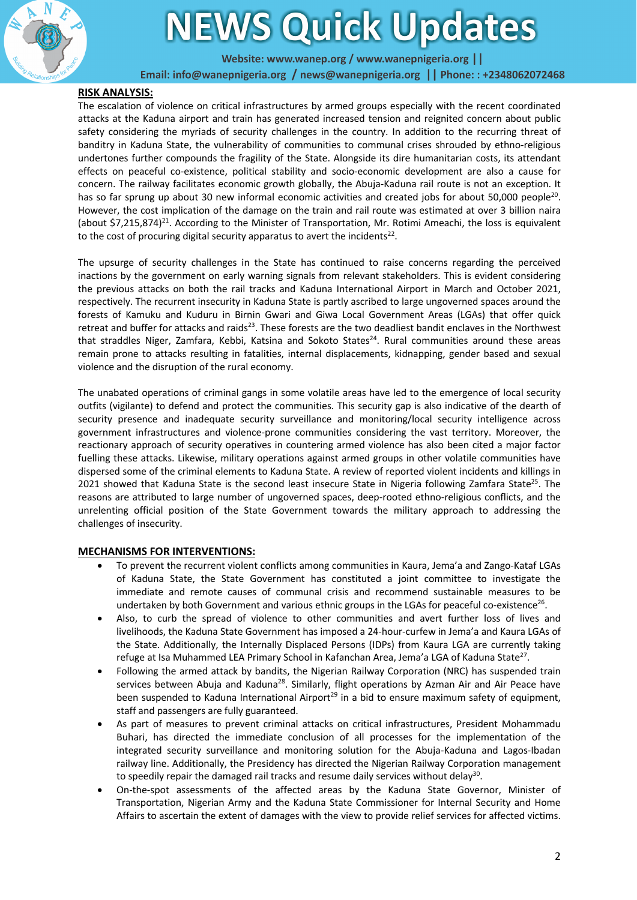## RISK ANALYSIS:

The escalation of violence on critical infrastructures by armed groups especially with the recent coordinated attacks at the Kaduna airport and train has generated increased tension and reignited concern about public safety considering the myriads of security challenges in the country. In addition to the recurring threat of banditry in Kaduna State, the vulnerability of communities to communal crises shrouded by ethno-religious undertones further compounds the fragility of the State. Alongside its dire humanitarian costs, its attendant effects on peaceful co-existence, political stability and socio-economic development are also a cause for concern. The railway facilitates economic growth globally, the Abuja-Kaduna rail route is not an exception. It has so far sprung up about 30 new informal economic activities and created jobs for about 50,000 people[20]. However, the cost implication of the damage on the train and rail route was estimated at over 3 billion naira (about $7,215,874)[21]. According to the Minister of Transportation, Mr. Rotimi Ameachi, the loss is equivalent to the cost of procuring digital security apparatus to avert the incidents[22].

The upsurge of security challenges in the State has continued to raise concerns regarding the perceived inactions by the government on early warning signals from relevant stakeholders. This is evident considering the previous attacks on both the rail tracks and Kaduna International Airport in March and October 2021, respectively. The recurrent insecurity in Kaduna State is partly ascribed to large ungoverned spaces around the forests of Kamuku and Kuduru in Birnin Gwari and Giwa Local Government Areas (LGAs) that offer quick retreat and buffer for attacks and raids[23]. These forests are the two deadliest bandit enclaves in the Northwest that straddles Niger, Zamfara, Kebbi, Katsina and Sokoto States[24]. Rural communities around these areas remain prone to attacks resulting in fatalities, internal displacements, kidnapping, gender based and sexual violence and the disruption of the rural economy.

The unabated operations of criminal gangs in some volatile areas have led to the emergence of local security outfits (vigilante) to defend and protect the communities. This security gap is also indicative of the dearth of security presence and inadequate security surveillance and monitoring/local security intelligence across government infrastructures and violence-prone communities considering the vast territory. Moreover, the reactionary approach of security operatives in countering armed violence has also been cited a major factor fuelling these attacks. Likewise, military operations against armed groups in other volatile communities have dispersed some of the criminal elements to Kaduna State. A review of reported violent incidents and killings in 2021 showed that Kaduna State is the second least insecure State in Nigeria following Zamfara State[25]. The reasons are attributed to large number of ungoverned spaces, deep-rooted ethno-religious conflicts, and the unrelenting official position of the State Government towards the military approach to addressing the challenges of insecurity.

## MECHANISMS FOR INTERVENTIONS:

- To prevent the recurrent violent conflicts among communities in Kaura, Jema'a and Zango-Kataf LGAs of Kaduna State, the State Government has constituted a joint committee to investigate the immediate and remote causes of communal crisis and recommend sustainable measures to be undertaken by both Government and various ethnic groups in the LGAs for peaceful co-existence[26].
- Also, to curb the spread of violence to other communities and avert further loss of lives and livelihoods, the Kaduna State Government has imposed a 24-hour-curfew in Jema'a and Kaura LGAs of the State. Additionally, the Internally Displaced Persons (IDPs) from Kaura LGA are currently taking refuge at Isa Muhammed LEA Primary School in Kafanchan Area, Jema'a LGA of Kaduna State[27].
- Following the armed attack by bandits, the Nigerian Railway Corporation (NRC) has suspended train services between Abuja and Kaduna[28]. Similarly, flight operations by Azman Air and Air Peace have been suspended to Kaduna International Airport[29] in a bid to ensure maximum safety of equipment, staff and passengers are fully guaranteed.
- As part of measures to prevent criminal attacks on critical infrastructures, President Mohammadu Buhari, has directed the immediate conclusion of all processes for the implementation of the integrated security surveillance and monitoring solution for the Abuja-Kaduna and Lagos-Ibadan railway line. Additionally, the Presidency has directed the Nigerian Railway Corporation management to speedily repair the damaged rail tracks and resume daily services without delay[30].
- On-the-spot assessments of the affected areas by the Kaduna State Governor, Minister of Transportation, Nigerian Army and the Kaduna State Commissioner for Internal Security and Home Affairs to ascertain the extent of damages with the view to provide relief services for affected victims.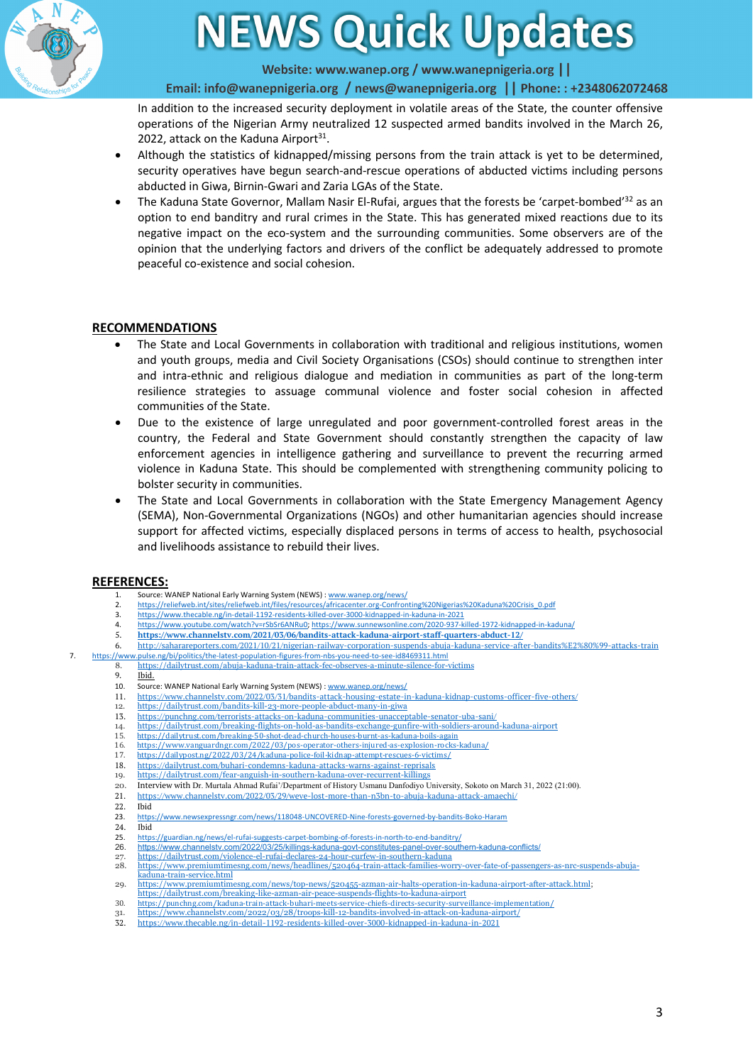In addition to the increased security deployment in volatile areas of the State, the counter offensive operations of the Nigerian Army neutralized 12 suspected armed bandits involved in the March 26, 2022, attack on the Kaduna Airport[31].

- Although the statistics of kidnapped/missing persons from the train attack is yet to be determined, security operatives have begun search-and-rescue operations of abducted victims including persons abducted in Giwa, Birnin-Gwari and Zaria LGAs of the State.
- The Kaduna State Governor, Mallam Nasir El-Rufai, argues that the forests be 'carpet-bombed'[32] as an option to end banditry and rural crimes in the State. This has generated mixed reactions due to its negative impact on the eco-system and the surrounding communities. Some observers are of the opinion that the underlying factors and drivers of the conflict be adequately addressed to promote peaceful co-existence and social cohesion.

## RECOMMENDATIONS

- The State and Local Governments in collaboration with traditional and religious institutions, women and youth groups, media and Civil Society Organisations (CSOs) should continue to strengthen inter and intra-ethnic and religious dialogue and mediation in communities as part of the long-term resilience strategies to assuage communal violence and foster social cohesion in affected communities of the State.
- Due to the existence of large unregulated and poor government-controlled forest areas in the country, the Federal and State Government should constantly strengthen the capacity of law enforcement agencies in intelligence gathering and surveillance to prevent the recurring armed violence in Kaduna State. This should be complemented with strengthening community policing to bolster security in communities.
- The State and Local Governments in collaboration with the State Emergency Management Agency (SEMA), Non-Governmental Organizations (NGOs) and other humanitarian agencies should increase support for affected victims, especially displaced persons in terms of access to health, psychosocial and livelihoods assistance to rebuild their lives.

## REFERENCES:

1. Source: WANEP National Early Warning System (NEWS) : www.wanep.org/news/
2. https://reliefweb.int/sites/reliefweb.int/files/resources/africacenter.org-Confronting%20Nigerias%20Kaduna%20Crisis_0.pdf
3. https://www.thecable.ng/in-detail-1192-residents-killed-over-3000-kidnapped-in-kaduna-in-2021
4. https://www.youtube.com/watch?v=rSbSr6ANRu0; https://www.sunnewsonline.com/2020-937-killed-1972-kidnapped-in-kaduna/
5. **https://www.channelstv.com/2021/03/06/bandits-attack-kaduna-airport-staff-quarters-abduct-12/**
6. http://saharareporters.com/2021/10/21/nigerian-railway-corporation-suspends-abuja-kaduna-service-after-bandits%E2%80%99-attacks-train
7. https://www.pulse.ng/bi/politics/the-latest-population-figures-from-nbs-you-need-to-see-id8469311.html
8. https://dailytrust.com/abuja-kaduna-train-attack-fec-observes-a-minute-silence-for-victims
9. Ibid.
10. Source: WANEP National Early Warning System (NEWS) : www.wanep.org/news/
11. https://www.channelstv.com/2022/03/31/bandits-attack-housing-estate-in-kaduna-kidnap-customs-officer-five-others/
12. https://dailytrust.com/bandits-kill-23-more-people-abduct-many-in-giwa
13. https://punchng.com/terrorists-attacks-on-kaduna-communities-unacceptable-senator-uba-sani/
14. https://dailytrust.com/breaking-flights-on-hold-as-bandits-exchange-gunfire-with-soldiers-around-kaduna-airport
15. https://dailytrust.com/breaking-50-shot-dead-church-houses-burnt-as-kaduna-boils-again
16. https://www.vanguardngr.com/2022/03/pos-operator-others-injured-as-explosion-rocks-kaduna/
17. https://dailypost.ng/2022/03/24/kaduna-police-foil-kidnap-attempt-rescues-6-victims/
18. https://dailytrust.com/buhari-condemns-kaduna-attacks-warns-against-reprisals
19. https://dailytrust.com/fear-anguish-in-southern-kaduna-over-recurrent-killings
20. Interview with Dr. Murtala Ahmad Rufai'/Department of History Usmanu Danfodiyo University, Sokoto on March 31, 2022 (21:00).
21. https://www.channelstv.com/2022/03/29/weve-lost-more-than-n3bn-to-abuja-kaduna-attack-amaechi/
22. Ibid
23. https://www.newsexpressngr.com/news/118048-UNCOVERED-Nine-forests-governed-by-bandits-Boko-Haram
24. Ibid
25. https://guardian.ng/news/el-rufai-suggests-carpet-bombing-of-forests-in-north-to-end-banditry/
26. https://www.channelstv.com/2022/03/25/killings-kaduna-govt-constitutes-panel-over-southern-kaduna-conflicts/
27. https://dailytrust.com/violence-el-rufai-declares-24-hour-curfew-in-southern-kaduna
28. https://www.premiumtimesng.com/news/headlines/520464-train-attack-families-worry-over-fate-of-passengers-as-nrc-suspends-abuja-kaduna-train-service.html
29. https://www.premiumtimesng.com/news/top-news/520455-azman-air-halts-operation-in-kaduna-airport-after-attack.html; https://dailytrust.com/breaking-like-azman-air-peace-suspends-flights-to-kaduna-airport
30. https://punchng.com/kaduna-train-attack-buhari-meets-service-chiefs-directs-security-surveillance-implementation/
31. https://www.channelstv.com/2022/03/28/troops-kill-12-bandits-involved-in-attack-on-kaduna-airport/
32. https://www.thecable.ng/in-detail-1192-residents-killed-over-3000-kidnapped-in-kaduna-in-2021